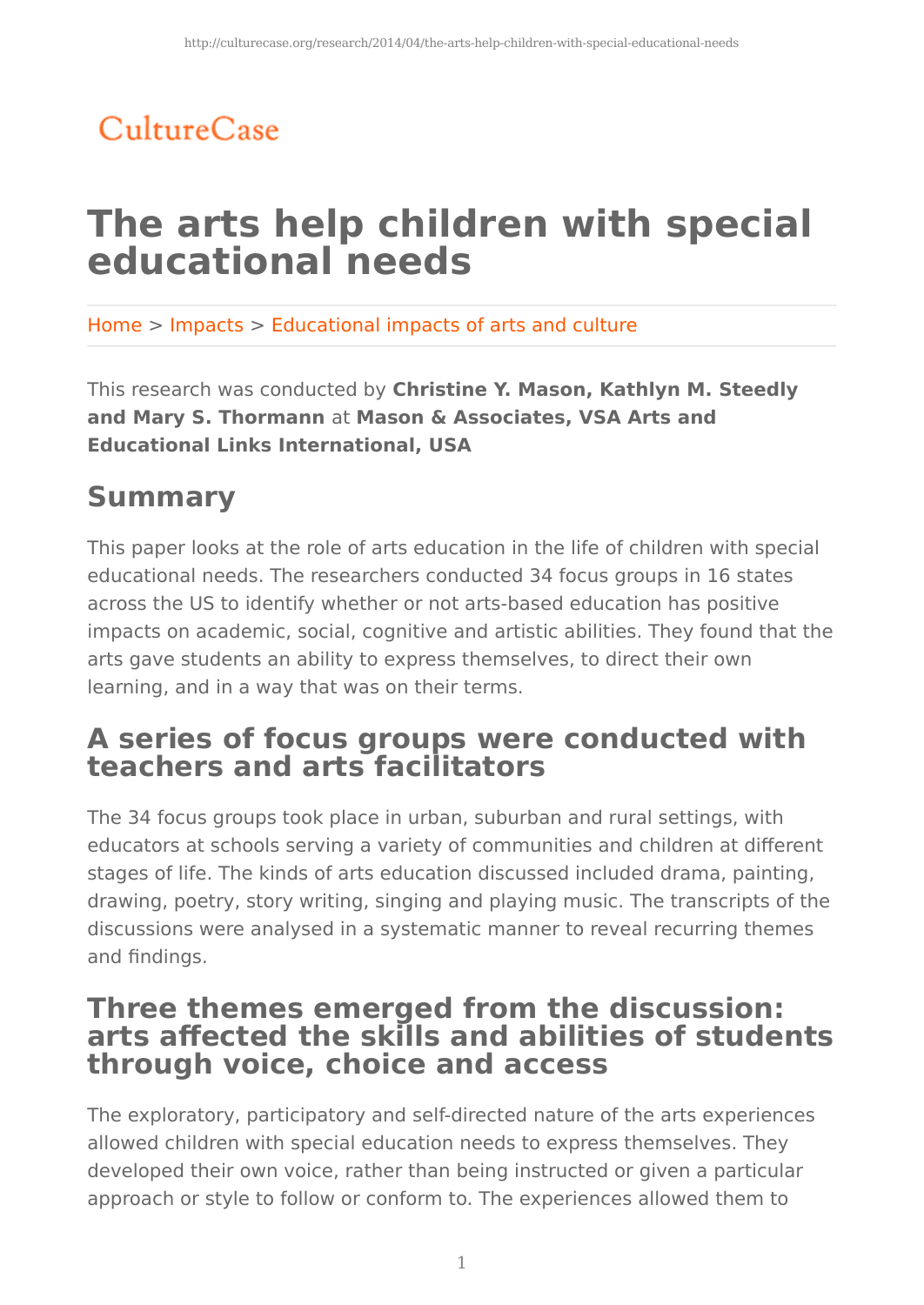CultureCase

# The arts help children with special educational needs

Home > Impacts > Educational impacts of arts and culture

This research was conducted by **Christine Y. Mason, Kathlyn M. Steedly and Mary S. Thormann** at **Mason & Associates, VSA Arts and Educational Links International, USA**

## Summary

This paper looks at the role of arts education in the life of children with special educational needs. The researchers conducted 34 focus groups in 16 states across the US to identify whether or not arts-based education has positive impacts on academic, social, cognitive and artistic abilities. They found that the arts gave students an ability to express themselves, to direct their own learning, and in a way that was on their terms.

## A series of focus groups were conducted with teachers and arts facilitators

The 34 focus groups took place in urban, suburban and rural settings, with educators at schools serving a variety of communities and children at different stages of life. The kinds of arts education discussed included drama, painting, drawing, poetry, story writing, singing and playing music. The transcripts of the discussions were analysed in a systematic manner to reveal recurring themes and findings.

## Three themes emerged from the discussion: arts affected the skills and abilities of students through voice, choice and access

The exploratory, participatory and self-directed nature of the arts experiences allowed children with special education needs to express themselves. They developed their own voice, rather than being instructed or given a particular approach or style to follow or conform to. The experiences allowed them to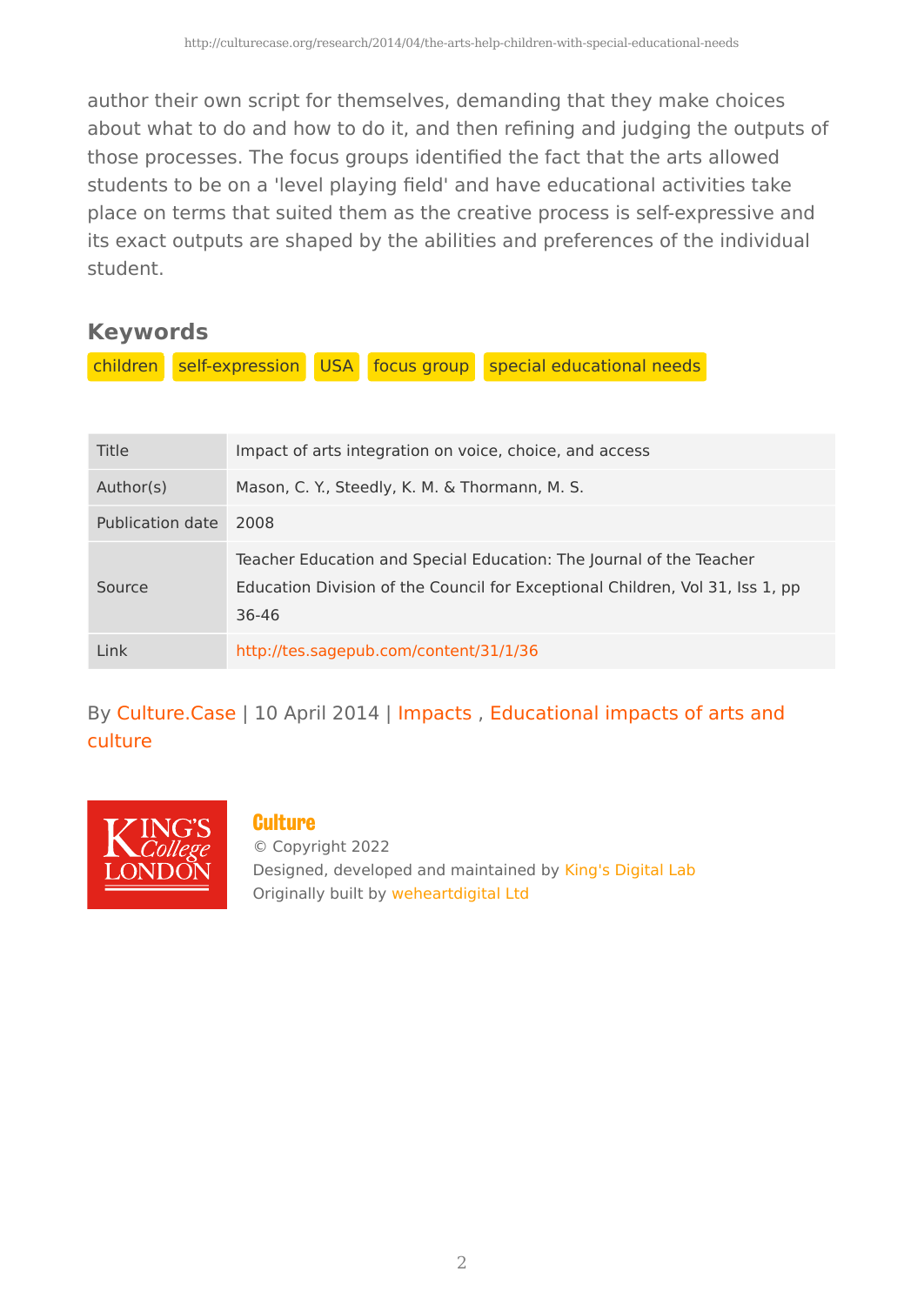author their own script for themselves, demanding that they make choices about what to do and how to do it, and then refining and judging the outputs of those processes. The focus groups identified the fact that the arts allowed students to be on a 'level playing field' and have educational activities take place on terms that suited them as the creative process is self-expressive and its exact outputs are shaped by the abilities and preferences of the individual student.

## Keywords

children self-expression USA focus group special educational needs

| | |
|---|---|
| Title | Impact of arts integration on voice, choice, and access |
| Author(s) | Mason, C. Y., Steedly, K. M. & Thormann, M. S. |
| Publication date | 2008 |
| Source | Teacher Education and Special Education: The Journal of the Teacher Education Division of the Council for Exceptional Children, Vol 31, Iss 1, pp 36-46 |
| Link | http://tes.sagepub.com/content/31/1/36 |

By Culture.Case | 10 April 2014 | Impacts , Educational impacts of arts and culture

KING'S College LONDON

**Culture**
© Copyright 2022
Designed, developed and maintained by King's Digital Lab
Originally built by weheartdigital Ltd